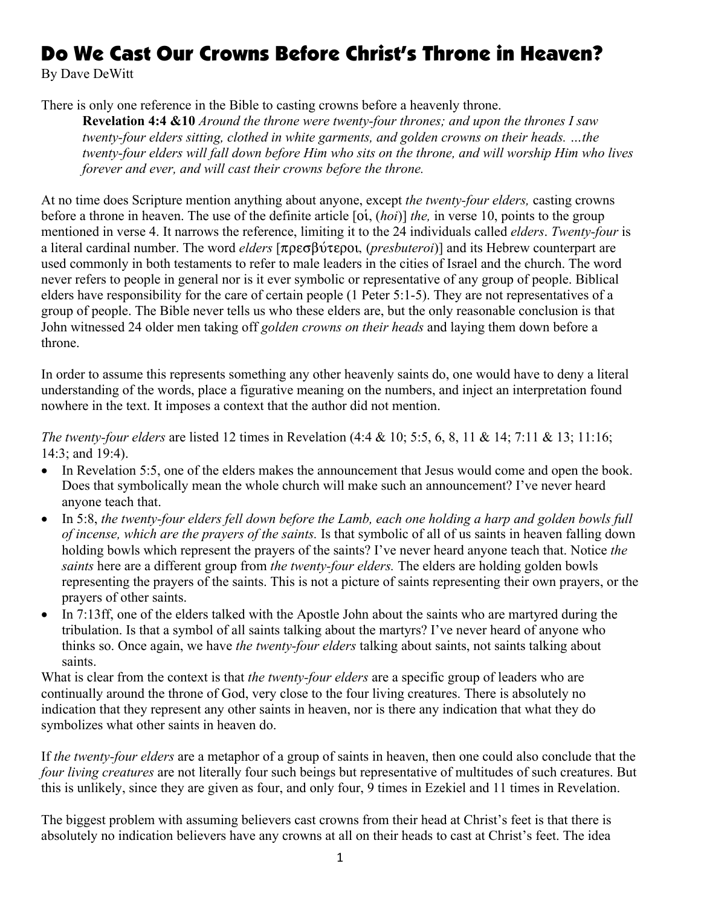# Do We Cast Our Crowns Before Christ's Throne in Heaven?

By Dave DeWitt

There is only one reference in the Bible to casting crowns before a heavenly throne.

> **Revelation 4:4 &10** *Around the throne were twenty-four thrones; and upon the thrones I saw twenty-four elders sitting, clothed in white garments, and golden crowns on their heads. …the twenty-four elders will fall down before Him who sits on the throne, and will worship Him who lives forever and ever, and will cast their crowns before the throne.*

At no time does Scripture mention anything about anyone, except *the twenty-four elders,* casting crowns before a throne in heaven. The use of the definite article [οἱ, (*hoi*)] *the,* in verse 10, points to the group mentioned in verse 4. It narrows the reference, limiting it to the 24 individuals called *elders*. *Twenty-four* is a literal cardinal number. The word *elders* [πρεσβύτεροι, (*presbuteroi*)] and its Hebrew counterpart are used commonly in both testaments to refer to male leaders in the cities of Israel and the church. The word never refers to people in general nor is it ever symbolic or representative of any group of people. Biblical elders have responsibility for the care of certain people (1 Peter 5:1-5). They are not representatives of a group of people. The Bible never tells us who these elders are, but the only reasonable conclusion is that John witnessed 24 older men taking off *golden crowns on their heads* and laying them down before a throne.

In order to assume this represents something any other heavenly saints do, one would have to deny a literal understanding of the words, place a figurative meaning on the numbers, and inject an interpretation found nowhere in the text. It imposes a context that the author did not mention.

*The twenty-four elders* are listed 12 times in Revelation (4:4 & 10; 5:5, 6, 8, 11 & 14; 7:11 & 13; 11:16; 14:3; and 19:4).

- In Revelation 5:5, one of the elders makes the announcement that Jesus would come and open the book. Does that symbolically mean the whole church will make such an announcement? I've never heard anyone teach that.
- In 5:8, *the twenty-four elders fell down before the Lamb, each one holding a harp and golden bowls full of incense, which are the prayers of the saints.* Is that symbolic of all of us saints in heaven falling down holding bowls which represent the prayers of the saints? I've never heard anyone teach that. Notice *the saints* here are a different group from *the twenty-four elders.* The elders are holding golden bowls representing the prayers of the saints. This is not a picture of saints representing their own prayers, or the prayers of other saints.
- In 7:13ff, one of the elders talked with the Apostle John about the saints who are martyred during the tribulation. Is that a symbol of all saints talking about the martyrs? I've never heard of anyone who thinks so. Once again, we have *the twenty-four elders* talking about saints, not saints talking about saints.

What is clear from the context is that *the twenty-four elders* are a specific group of leaders who are continually around the throne of God, very close to the four living creatures. There is absolutely no indication that they represent any other saints in heaven, nor is there any indication that what they do symbolizes what other saints in heaven do.

If *the twenty-four elders* are a metaphor of a group of saints in heaven, then one could also conclude that the *four living creatures* are not literally four such beings but representative of multitudes of such creatures. But this is unlikely, since they are given as four, and only four, 9 times in Ezekiel and 11 times in Revelation.

The biggest problem with assuming believers cast crowns from their head at Christ's feet is that there is absolutely no indication believers have any crowns at all on their heads to cast at Christ's feet. The idea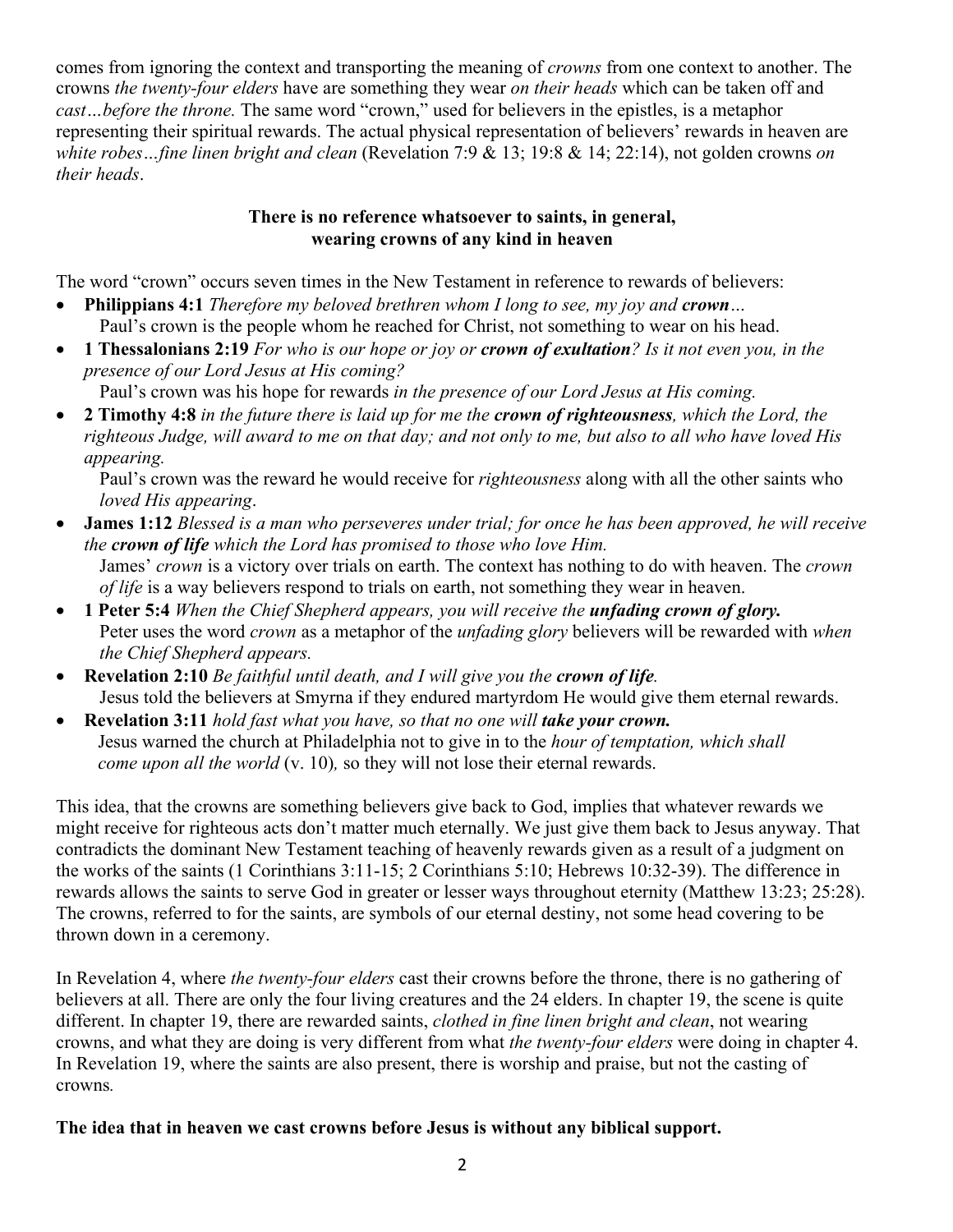comes from ignoring the context and transporting the meaning of *crowns* from one context to another. The crowns *the twenty-four elders* have are something they wear *on their heads* which can be taken off and *cast…before the throne.* The same word "crown," used for believers in the epistles, is a metaphor representing their spiritual rewards. The actual physical representation of believers' rewards in heaven are *white robes…fine linen bright and clean* (Revelation 7:9 & 13; 19:8 & 14; 22:14), not golden crowns *on their heads*.

**There is no reference whatsoever to saints, in general, wearing crowns of any kind in heaven**

The word "crown" occurs seven times in the New Testament in reference to rewards of believers:

- **Philippians 4:1** *Therefore my beloved brethren whom I long to see, my joy and **crown**…*
  Paul's crown is the people whom he reached for Christ, not something to wear on his head.
- **1 Thessalonians 2:19** *For who is our hope or joy or **crown of exultation**? Is it not even you, in the presence of our Lord Jesus at His coming?*
  Paul's crown was his hope for rewards *in the presence of our Lord Jesus at His coming.*
- **2 Timothy 4:8** *in the future there is laid up for me the **crown of righteousness**, which the Lord, the righteous Judge, will award to me on that day; and not only to me, but also to all who have loved His appearing.*
  Paul's crown was the reward he would receive for *righteousness* along with all the other saints who *loved His appearing*.
- **James 1:12** *Blessed is a man who perseveres under trial; for once he has been approved, he will receive the **crown of life** which the Lord has promised to those who love Him.*
  James' *crown* is a victory over trials on earth. The context has nothing to do with heaven. The *crown of life* is a way believers respond to trials on earth, not something they wear in heaven.
- **1 Peter 5:4** *When the Chief Shepherd appears, you will receive the **unfading crown of glory.***
  Peter uses the word *crown* as a metaphor of the *unfading glory* believers will be rewarded with *when the Chief Shepherd appears.*
- **Revelation 2:10** *Be faithful until death, and I will give you the **crown of life**.*
  Jesus told the believers at Smyrna if they endured martyrdom He would give them eternal rewards.
- **Revelation 3:11** *hold fast what you have, so that no one will **take your crown.***
  Jesus warned the church at Philadelphia not to give in to the *hour of temptation, which shall come upon all the world* (v. 10)*,* so they will not lose their eternal rewards.

This idea, that the crowns are something believers give back to God, implies that whatever rewards we might receive for righteous acts don't matter much eternally. We just give them back to Jesus anyway. That contradicts the dominant New Testament teaching of heavenly rewards given as a result of a judgment on the works of the saints (1 Corinthians 3:11-15; 2 Corinthians 5:10; Hebrews 10:32-39). The difference in rewards allows the saints to serve God in greater or lesser ways throughout eternity (Matthew 13:23; 25:28). The crowns, referred to for the saints, are symbols of our eternal destiny, not some head covering to be thrown down in a ceremony.

In Revelation 4, where *the twenty-four elders* cast their crowns before the throne, there is no gathering of believers at all. There are only the four living creatures and the 24 elders. In chapter 19, the scene is quite different. In chapter 19, there are rewarded saints, *clothed in fine linen bright and clean*, not wearing crowns, and what they are doing is very different from what *the twenty-four elders* were doing in chapter 4. In Revelation 19, where the saints are also present, there is worship and praise, but not the casting of crowns*.*

**The idea that in heaven we cast crowns before Jesus is without any biblical support.**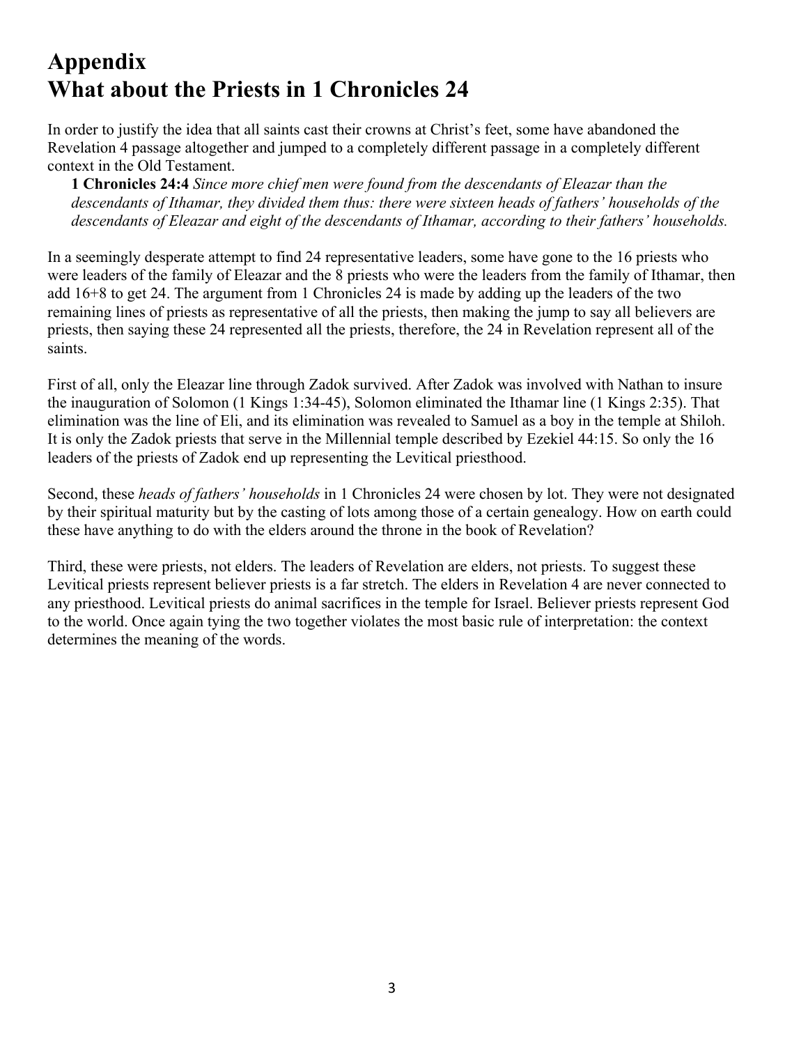# Appendix
# What about the Priests in 1 Chronicles 24

In order to justify the idea that all saints cast their crowns at Christ's feet, some have abandoned the Revelation 4 passage altogether and jumped to a completely different passage in a completely different context in the Old Testament.

> **1 Chronicles 24:4** *Since more chief men were found from the descendants of Eleazar than the descendants of Ithamar, they divided them thus: there were sixteen heads of fathers' households of the descendants of Eleazar and eight of the descendants of Ithamar, according to their fathers' households.*

In a seemingly desperate attempt to find 24 representative leaders, some have gone to the 16 priests who were leaders of the family of Eleazar and the 8 priests who were the leaders from the family of Ithamar, then add 16+8 to get 24. The argument from 1 Chronicles 24 is made by adding up the leaders of the two remaining lines of priests as representative of all the priests, then making the jump to say all believers are priests, then saying these 24 represented all the priests, therefore, the 24 in Revelation represent all of the saints.

First of all, only the Eleazar line through Zadok survived. After Zadok was involved with Nathan to insure the inauguration of Solomon (1 Kings 1:34-45), Solomon eliminated the Ithamar line (1 Kings 2:35). That elimination was the line of Eli, and its elimination was revealed to Samuel as a boy in the temple at Shiloh. It is only the Zadok priests that serve in the Millennial temple described by Ezekiel 44:15. So only the 16 leaders of the priests of Zadok end up representing the Levitical priesthood.

Second, these *heads of fathers' households* in 1 Chronicles 24 were chosen by lot. They were not designated by their spiritual maturity but by the casting of lots among those of a certain genealogy. How on earth could these have anything to do with the elders around the throne in the book of Revelation?

Third, these were priests, not elders. The leaders of Revelation are elders, not priests. To suggest these Levitical priests represent believer priests is a far stretch. The elders in Revelation 4 are never connected to any priesthood. Levitical priests do animal sacrifices in the temple for Israel. Believer priests represent God to the world. Once again tying the two together violates the most basic rule of interpretation: the context determines the meaning of the words.